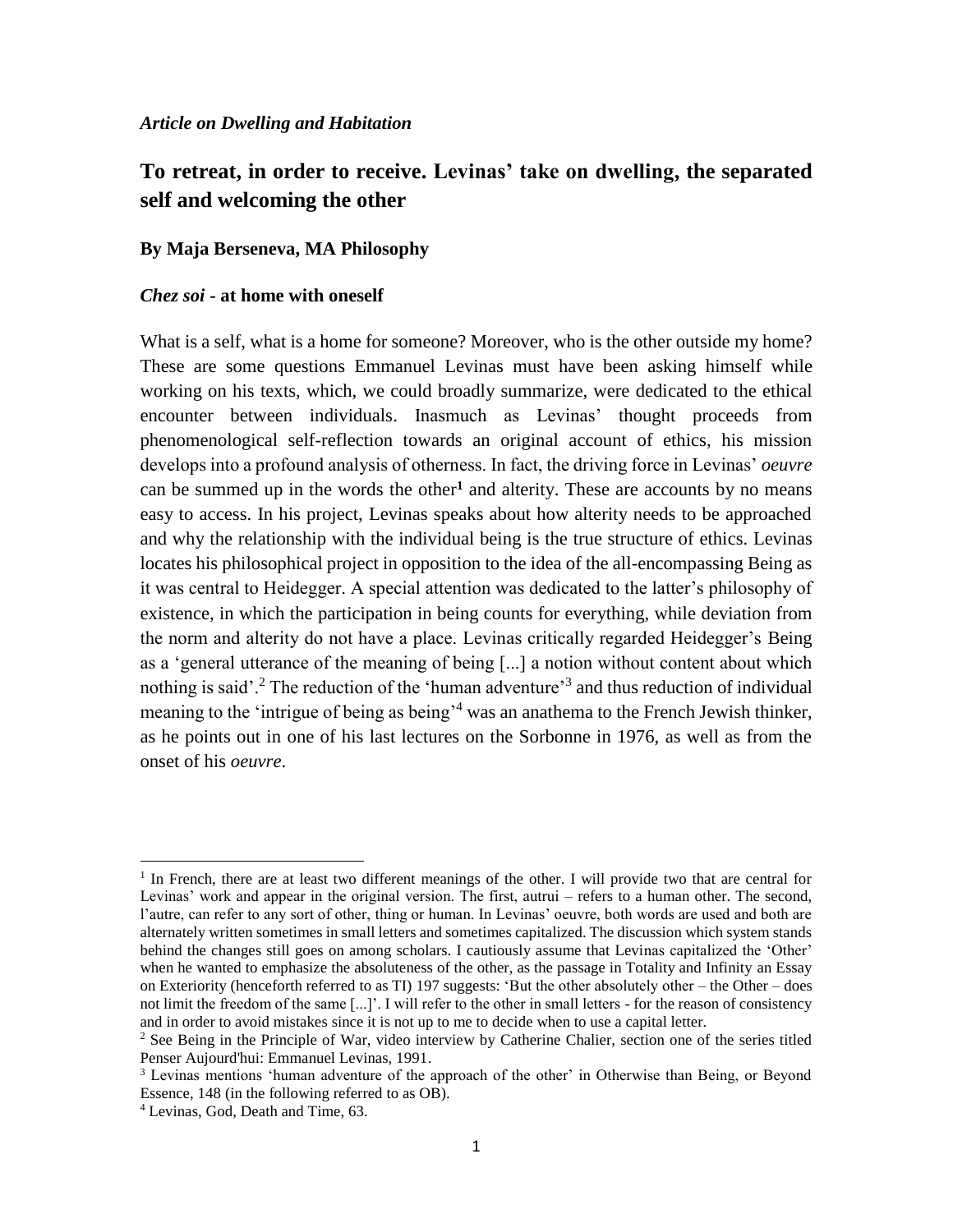*Article on Dwelling and Habitation*

# To retreat, in order to receive. Levinas' take on dwelling, the separated self and welcoming the other

**By Maja Berseneva, MA Philosophy**

## *Chez soi* - at home with oneself

What is a self, what is a home for someone? Moreover, who is the other outside my home? These are some questions Emmanuel Levinas must have been asking himself while working on his texts, which, we could broadly summarize, were dedicated to the ethical encounter between individuals. Inasmuch as Levinas' thought proceeds from phenomenological self-reflection towards an original account of ethics, his mission develops into a profound analysis of otherness. In fact, the driving force in Levinas' *oeuvre* can be summed up in the words the other[1] and alterity. These are accounts by no means easy to access. In his project, Levinas speaks about how alterity needs to be approached and why the relationship with the individual being is the true structure of ethics. Levinas locates his philosophical project in opposition to the idea of the all-encompassing Being as it was central to Heidegger. A special attention was dedicated to the latter's philosophy of existence, in which the participation in being counts for everything, while deviation from the norm and alterity do not have a place. Levinas critically regarded Heidegger's Being as a 'general utterance of the meaning of being [...] a notion without content about which nothing is said'.[2] The reduction of the 'human adventure'[3] and thus reduction of individual meaning to the 'intrigue of being as being'[4] was an anathema to the French Jewish thinker, as he points out in one of his last lectures on the Sorbonne in 1976, as well as from the onset of his *oeuvre*.

---

[1] In French, there are at least two different meanings of the other. I will provide two that are central for Levinas' work and appear in the original version. The first, autrui – refers to a human other. The second, l'autre, can refer to any sort of other, thing or human. In Levinas' oeuvre, both words are used and both are alternately written sometimes in small letters and sometimes capitalized. The discussion which system stands behind the changes still goes on among scholars. I cautiously assume that Levinas capitalized the 'Other' when he wanted to emphasize the absoluteness of the other, as the passage in Totality and Infinity an Essay on Exteriority (henceforth referred to as TI) 197 suggests: 'But the other absolutely other – the Other – does not limit the freedom of the same [...]'. I will refer to the other in small letters - for the reason of consistency and in order to avoid mistakes since it is not up to me to decide when to use a capital letter.

[2] See Being in the Principle of War, video interview by Catherine Chalier, section one of the series titled Penser Aujourd'hui: Emmanuel Levinas, 1991.

[3] Levinas mentions 'human adventure of the approach of the other' in Otherwise than Being, or Beyond Essence, 148 (in the following referred to as OB).

[4] Levinas, God, Death and Time, 63.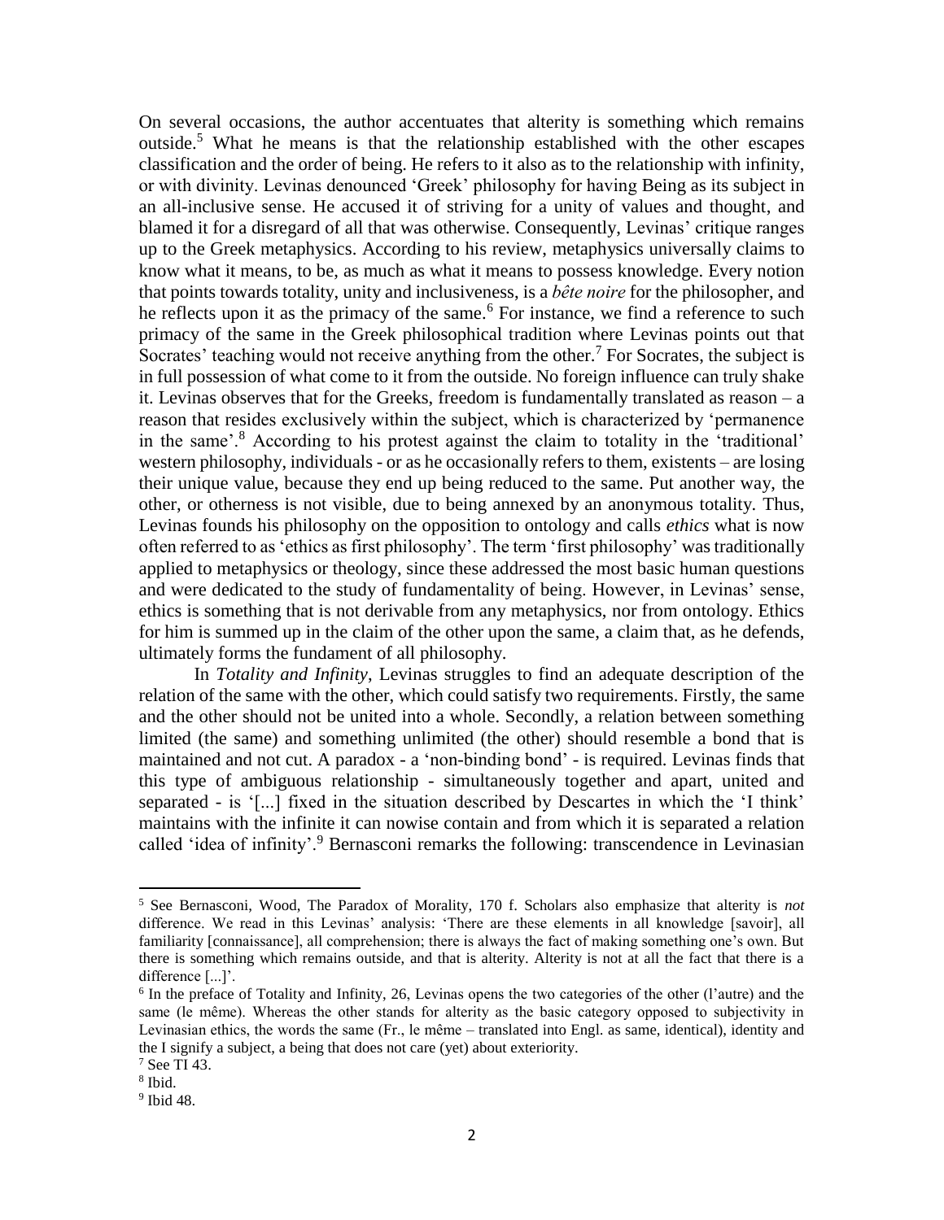On several occasions, the author accentuates that alterity is something which remains outside.[5] What he means is that the relationship established with the other escapes classification and the order of being. He refers to it also as to the relationship with infinity, or with divinity. Levinas denounced 'Greek' philosophy for having Being as its subject in an all-inclusive sense. He accused it of striving for a unity of values and thought, and blamed it for a disregard of all that was otherwise. Consequently, Levinas' critique ranges up to the Greek metaphysics. According to his review, metaphysics universally claims to know what it means, to be, as much as what it means to possess knowledge. Every notion that points towards totality, unity and inclusiveness, is a *bête noire* for the philosopher, and he reflects upon it as the primacy of the same.[6] For instance, we find a reference to such primacy of the same in the Greek philosophical tradition where Levinas points out that Socrates' teaching would not receive anything from the other.[7] For Socrates, the subject is in full possession of what come to it from the outside. No foreign influence can truly shake it. Levinas observes that for the Greeks, freedom is fundamentally translated as reason – a reason that resides exclusively within the subject, which is characterized by 'permanence in the same'.[8] According to his protest against the claim to totality in the 'traditional' western philosophy, individuals - or as he occasionally refers to them, existents – are losing their unique value, because they end up being reduced to the same. Put another way, the other, or otherness is not visible, due to being annexed by an anonymous totality. Thus, Levinas founds his philosophy on the opposition to ontology and calls *ethics* what is now often referred to as 'ethics as first philosophy'. The term 'first philosophy' was traditionally applied to metaphysics or theology, since these addressed the most basic human questions and were dedicated to the study of fundamentality of being. However, in Levinas' sense, ethics is something that is not derivable from any metaphysics, nor from ontology. Ethics for him is summed up in the claim of the other upon the same, a claim that, as he defends, ultimately forms the fundament of all philosophy.

In *Totality and Infinity*, Levinas struggles to find an adequate description of the relation of the same with the other, which could satisfy two requirements. Firstly, the same and the other should not be united into a whole. Secondly, a relation between something limited (the same) and something unlimited (the other) should resemble a bond that is maintained and not cut. A paradox - a 'non-binding bond' - is required. Levinas finds that this type of ambiguous relationship - simultaneously together and apart, united and separated - is '[...] fixed in the situation described by Descartes in which the 'I think' maintains with the infinite it can nowise contain and from which it is separated a relation called 'idea of infinity'.[9] Bernasconi remarks the following: transcendence in Levinasian

---

[5] See Bernasconi, Wood, The Paradox of Morality, 170 f. Scholars also emphasize that alterity is *not* difference. We read in this Levinas' analysis: 'There are these elements in all knowledge [savoir], all familiarity [connaissance], all comprehension; there is always the fact of making something one's own. But there is something which remains outside, and that is alterity. Alterity is not at all the fact that there is a difference [...]'.

[6] In the preface of Totality and Infinity, 26, Levinas opens the two categories of the other (l'autre) and the same (le même). Whereas the other stands for alterity as the basic category opposed to subjectivity in Levinasian ethics, the words the same (Fr., le même – translated into Engl. as same, identical), identity and the I signify a subject, a being that does not care (yet) about exteriority.

[7] See TI 43.

[8] Ibid.

[9] Ibid 48.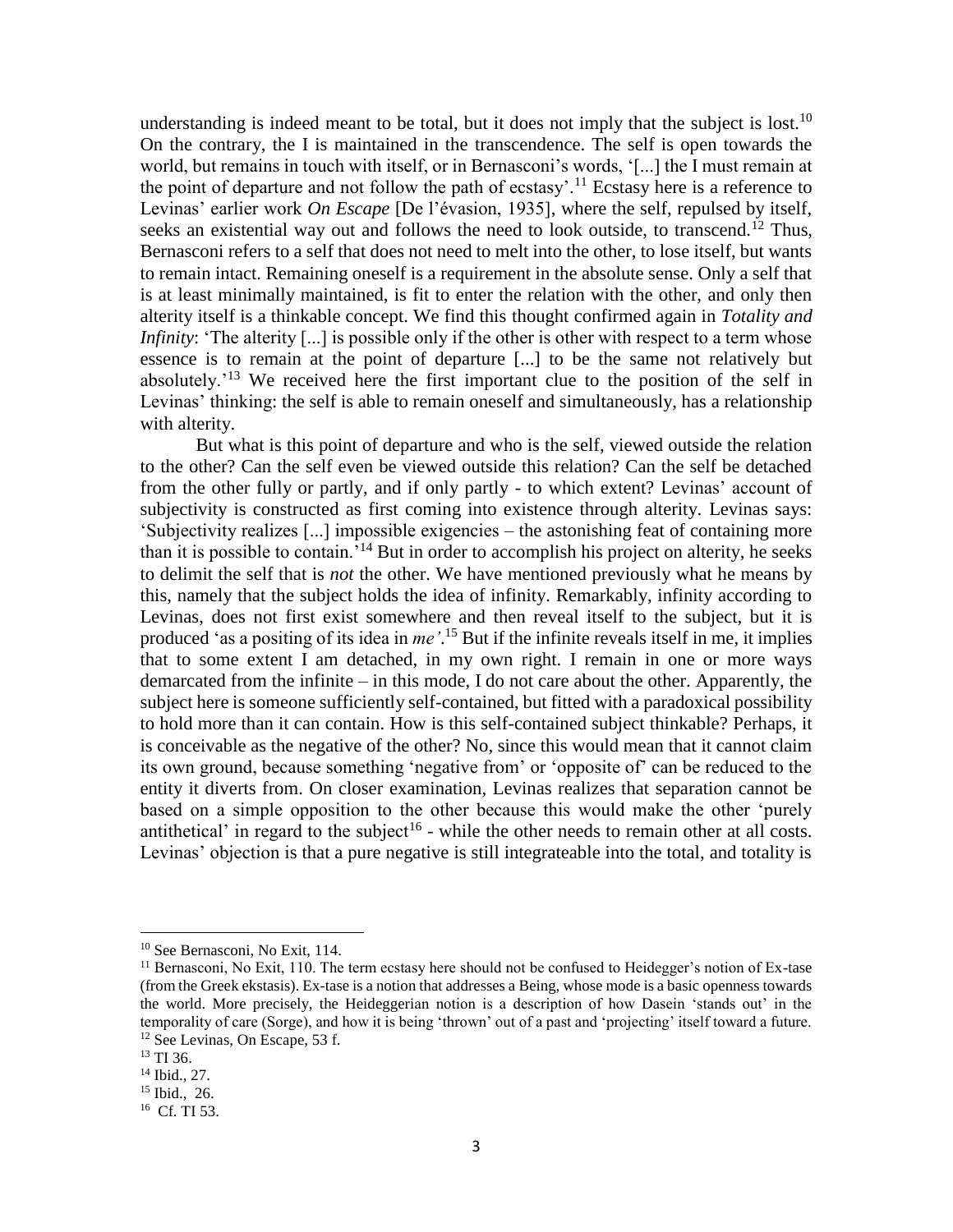understanding is indeed meant to be total, but it does not imply that the subject is lost.[10] On the contrary, the I is maintained in the transcendence. The self is open towards the world, but remains in touch with itself, or in Bernasconi's words, '[...] the I must remain at the point of departure and not follow the path of ecstasy'.[11] Ecstasy here is a reference to Levinas' earlier work *On Escape* [De l'évasion, 1935], where the self, repulsed by itself, seeks an existential way out and follows the need to look outside, to transcend.[12] Thus, Bernasconi refers to a self that does not need to melt into the other, to lose itself, but wants to remain intact. Remaining oneself is a requirement in the absolute sense. Only a self that is at least minimally maintained, is fit to enter the relation with the other, and only then alterity itself is a thinkable concept. We find this thought confirmed again in *Totality and Infinity*: 'The alterity [...] is possible only if the other is other with respect to a term whose essence is to remain at the point of departure [...] to be the same not relatively but absolutely.'[13] We received here the first important clue to the position of the self in Levinas' thinking: the self is able to remain oneself and simultaneously, has a relationship with alterity.

But what is this point of departure and who is the self, viewed outside the relation to the other? Can the self even be viewed outside this relation? Can the self be detached from the other fully or partly, and if only partly - to which extent? Levinas' account of subjectivity is constructed as first coming into existence through alterity. Levinas says: 'Subjectivity realizes [...] impossible exigencies – the astonishing feat of containing more than it is possible to contain.'[14] But in order to accomplish his project on alterity, he seeks to delimit the self that is *not* the other. We have mentioned previously what he means by this, namely that the subject holds the idea of infinity. Remarkably, infinity according to Levinas, does not first exist somewhere and then reveal itself to the subject, but it is produced 'as a positing of its idea in *me'*.[15] But if the infinite reveals itself in me, it implies that to some extent I am detached, in my own right. I remain in one or more ways demarcated from the infinite – in this mode, I do not care about the other. Apparently, the subject here is someone sufficiently self-contained, but fitted with a paradoxical possibility to hold more than it can contain. How is this self-contained subject thinkable? Perhaps, it is conceivable as the negative of the other? No, since this would mean that it cannot claim its own ground, because something 'negative from' or 'opposite of' can be reduced to the entity it diverts from. On closer examination, Levinas realizes that separation cannot be based on a simple opposition to the other because this would make the other 'purely antithetical' in regard to the subject[16] - while the other needs to remain other at all costs. Levinas' objection is that a pure negative is still integrateable into the total, and totality is

---

[10] See Bernasconi, No Exit, 114.

[11] Bernasconi, No Exit, 110. The term ecstasy here should not be confused to Heidegger's notion of Ex-tase (from the Greek ekstasis). Ex-tase is a notion that addresses a Being, whose mode is a basic openness towards the world. More precisely, the Heideggerian notion is a description of how Dasein 'stands out' in the temporality of care (Sorge), and how it is being 'thrown' out of a past and 'projecting' itself toward a future.

[12] See Levinas, On Escape, 53 f.

[13] TI 36.

[14] Ibid., 27.

[15] Ibid., 26.

[16] Cf. TI 53.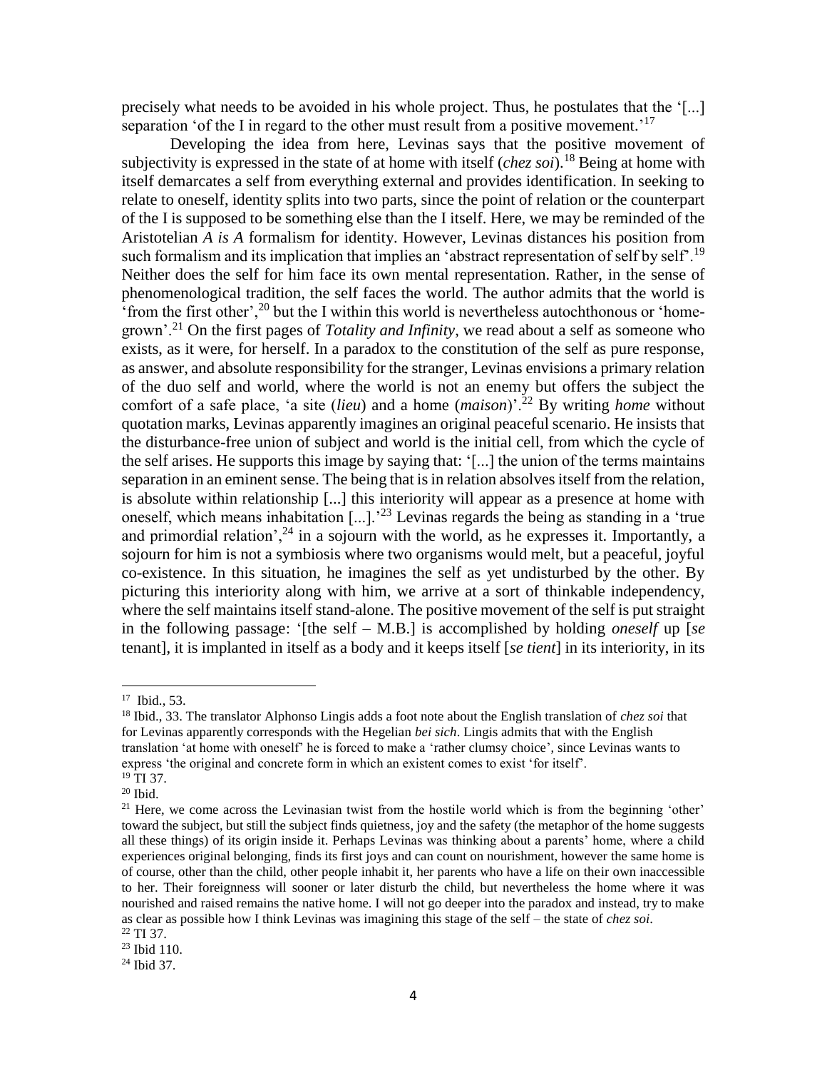precisely what needs to be avoided in his whole project. Thus, he postulates that the '[...] separation 'of the I in regard to the other must result from a positive movement.'[17]

Developing the idea from here, Levinas says that the positive movement of subjectivity is expressed in the state of at home with itself (*chez soi*).[18] Being at home with itself demarcates a self from everything external and provides identification. In seeking to relate to oneself, identity splits into two parts, since the point of relation or the counterpart of the I is supposed to be something else than the I itself. Here, we may be reminded of the Aristotelian *A is A* formalism for identity. However, Levinas distances his position from such formalism and its implication that implies an 'abstract representation of self by self'.[19] Neither does the self for him face its own mental representation. Rather, in the sense of phenomenological tradition, the self faces the world. The author admits that the world is 'from the first other',[20] but the I within this world is nevertheless autochthonous or 'home-grown'.[21] On the first pages of *Totality and Infinity*, we read about a self as someone who exists, as it were, for herself. In a paradox to the constitution of the self as pure response, as answer, and absolute responsibility for the stranger, Levinas envisions a primary relation of the duo self and world, where the world is not an enemy but offers the subject the comfort of a safe place, 'a site (*lieu*) and a home (*maison*)'.[22] By writing *home* without quotation marks, Levinas apparently imagines an original peaceful scenario. He insists that the disturbance-free union of subject and world is the initial cell, from which the cycle of the self arises. He supports this image by saying that: '[...] the union of the terms maintains separation in an eminent sense. The being that is in relation absolves itself from the relation, is absolute within relationship [...] this interiority will appear as a presence at home with oneself, which means inhabitation [...].'[23] Levinas regards the being as standing in a 'true and primordial relation',[24] in a sojourn with the world, as he expresses it. Importantly, a sojourn for him is not a symbiosis where two organisms would melt, but a peaceful, joyful co-existence. In this situation, he imagines the self as yet undisturbed by the other. By picturing this interiority along with him, we arrive at a sort of thinkable independency, where the self maintains itself stand-alone. The positive movement of the self is put straight in the following passage: '[the self – M.B.] is accomplished by holding *oneself* up [*se tenant*], it is implanted in itself as a body and it keeps itself [*se tient*] in its interiority, in its

---

[17] Ibid., 53.

[18] Ibid., 33. The translator Alphonso Lingis adds a foot note about the English translation of *chez soi* that for Levinas apparently corresponds with the Hegelian *bei sich*. Lingis admits that with the English translation 'at home with oneself' he is forced to make a 'rather clumsy choice', since Levinas wants to express 'the original and concrete form in which an existent comes to exist 'for itself'.

[19] TI 37.

[20] Ibid.

[21] Here, we come across the Levinasian twist from the hostile world which is from the beginning 'other' toward the subject, but still the subject finds quietness, joy and the safety (the metaphor of the home suggests all these things) of its origin inside it. Perhaps Levinas was thinking about a parents' home, where a child experiences original belonging, finds its first joys and can count on nourishment, however the same home is of course, other than the child, other people inhabit it, her parents who have a life on their own inaccessible to her. Their foreignness will sooner or later disturb the child, but nevertheless the home where it was nourished and raised remains the native home. I will not go deeper into the paradox and instead, try to make as clear as possible how I think Levinas was imagining this stage of the self – the state of *chez soi*.

[22] TI 37.

[23] Ibid 110.

[24] Ibid 37.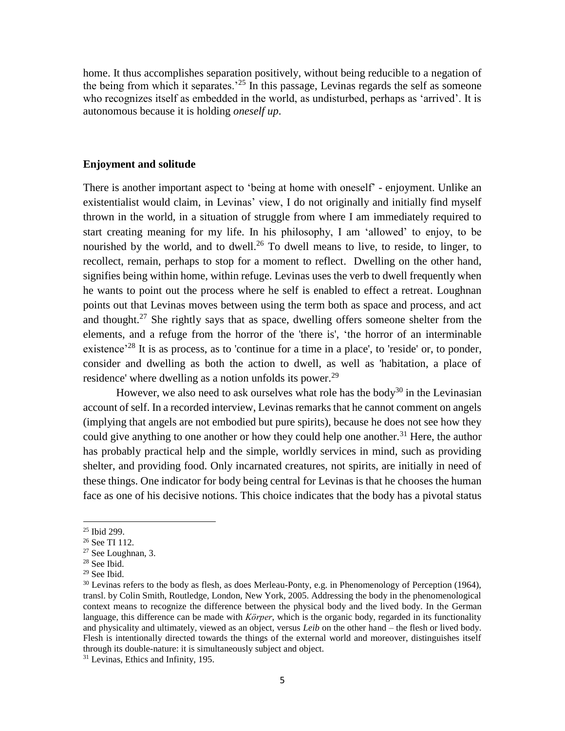home. It thus accomplishes separation positively, without being reducible to a negation of the being from which it separates.'[25] In this passage, Levinas regards the self as someone who recognizes itself as embedded in the world, as undisturbed, perhaps as 'arrived'. It is autonomous because it is holding *oneself up*.

### Enjoyment and solitude

There is another important aspect to 'being at home with oneself' - enjoyment. Unlike an existentialist would claim, in Levinas' view, I do not originally and initially find myself thrown in the world, in a situation of struggle from where I am immediately required to start creating meaning for my life. In his philosophy, I am 'allowed' to enjoy, to be nourished by the world, and to dwell.[26] To dwell means to live, to reside, to linger, to recollect, remain, perhaps to stop for a moment to reflect. Dwelling on the other hand, signifies being within home, within refuge. Levinas uses the verb to dwell frequently when he wants to point out the process where he self is enabled to effect a retreat. Loughnan points out that Levinas moves between using the term both as space and process, and act and thought.[27] She rightly says that as space, dwelling offers someone shelter from the elements, and a refuge from the horror of the 'there is', 'the horror of an interminable existence'[28] It is as process, as to 'continue for a time in a place', to 'reside' or, to ponder, consider and dwelling as both the action to dwell, as well as 'habitation, a place of residence' where dwelling as a notion unfolds its power.[29]

However, we also need to ask ourselves what role has the body[30] in the Levinasian account of self. In a recorded interview, Levinas remarks that he cannot comment on angels (implying that angels are not embodied but pure spirits), because he does not see how they could give anything to one another or how they could help one another.[31] Here, the author has probably practical help and the simple, worldly services in mind, such as providing shelter, and providing food. Only incarnated creatures, not spirits, are initially in need of these things. One indicator for body being central for Levinas is that he chooses the human face as one of his decisive notions. This choice indicates that the body has a pivotal status

---

[25] Ibid 299.

[26] See TI 112.

[27] See Loughnan, 3.

[28] See Ibid.

[29] See Ibid.

[30] Levinas refers to the body as flesh, as does Merleau-Ponty, e.g. in Phenomenology of Perception (1964), transl. by Colin Smith, Routledge, London, New York, 2005. Addressing the body in the phenomenological context means to recognize the difference between the physical body and the lived body. In the German language, this difference can be made with *Körper*, which is the organic body, regarded in its functionality and physicality and ultimately, viewed as an object, versus *Leib* on the other hand – the flesh or lived body. Flesh is intentionally directed towards the things of the external world and moreover, distinguishes itself through its double-nature: it is simultaneously subject and object.

[31] Levinas, Ethics and Infinity, 195.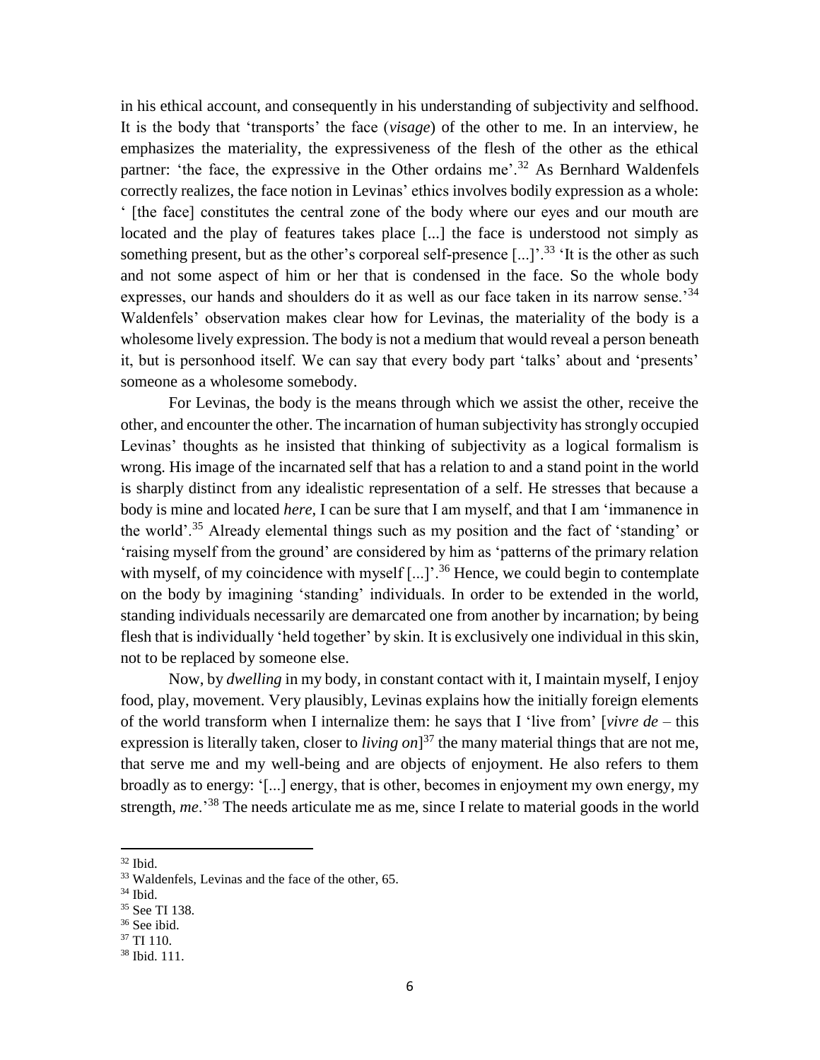in his ethical account, and consequently in his understanding of subjectivity and selfhood. It is the body that 'transports' the face (*visage*) of the other to me. In an interview, he emphasizes the materiality, the expressiveness of the flesh of the other as the ethical partner: 'the face, the expressive in the Other ordains me'.[32] As Bernhard Waldenfels correctly realizes, the face notion in Levinas' ethics involves bodily expression as a whole: ' [the face] constitutes the central zone of the body where our eyes and our mouth are located and the play of features takes place [...] the face is understood not simply as something present, but as the other's corporeal self-presence [...]'.[33] 'It is the other as such and not some aspect of him or her that is condensed in the face. So the whole body expresses, our hands and shoulders do it as well as our face taken in its narrow sense.'[34] Waldenfels' observation makes clear how for Levinas, the materiality of the body is a wholesome lively expression. The body is not a medium that would reveal a person beneath it, but is personhood itself. We can say that every body part 'talks' about and 'presents' someone as a wholesome somebody.

For Levinas, the body is the means through which we assist the other, receive the other, and encounter the other. The incarnation of human subjectivity has strongly occupied Levinas' thoughts as he insisted that thinking of subjectivity as a logical formalism is wrong. His image of the incarnated self that has a relation to and a stand point in the world is sharply distinct from any idealistic representation of a self. He stresses that because a body is mine and located *here*, I can be sure that I am myself, and that I am 'immanence in the world'.[35] Already elemental things such as my position and the fact of 'standing' or 'raising myself from the ground' are considered by him as 'patterns of the primary relation with myself, of my coincidence with myself [...]'.[36] Hence, we could begin to contemplate on the body by imagining 'standing' individuals. In order to be extended in the world, standing individuals necessarily are demarcated one from another by incarnation; by being flesh that is individually 'held together' by skin. It is exclusively one individual in this skin, not to be replaced by someone else.

Now, by *dwelling* in my body, in constant contact with it, I maintain myself, I enjoy food, play, movement. Very plausibly, Levinas explains how the initially foreign elements of the world transform when I internalize them: he says that I 'live from' [*vivre de* – this expression is literally taken, closer to *living on*][37] the many material things that are not me, that serve me and my well-being and are objects of enjoyment. He also refers to them broadly as to energy: '[...] energy, that is other, becomes in enjoyment my own energy, my strength, *me*.'[38] The needs articulate me as me, since I relate to material goods in the world

[32] Ibid.
[33] Waldenfels, Levinas and the face of the other, 65.
[34] Ibid.
[35] See TI 138.
[36] See ibid.
[37] TI 110.
[38] Ibid. 111.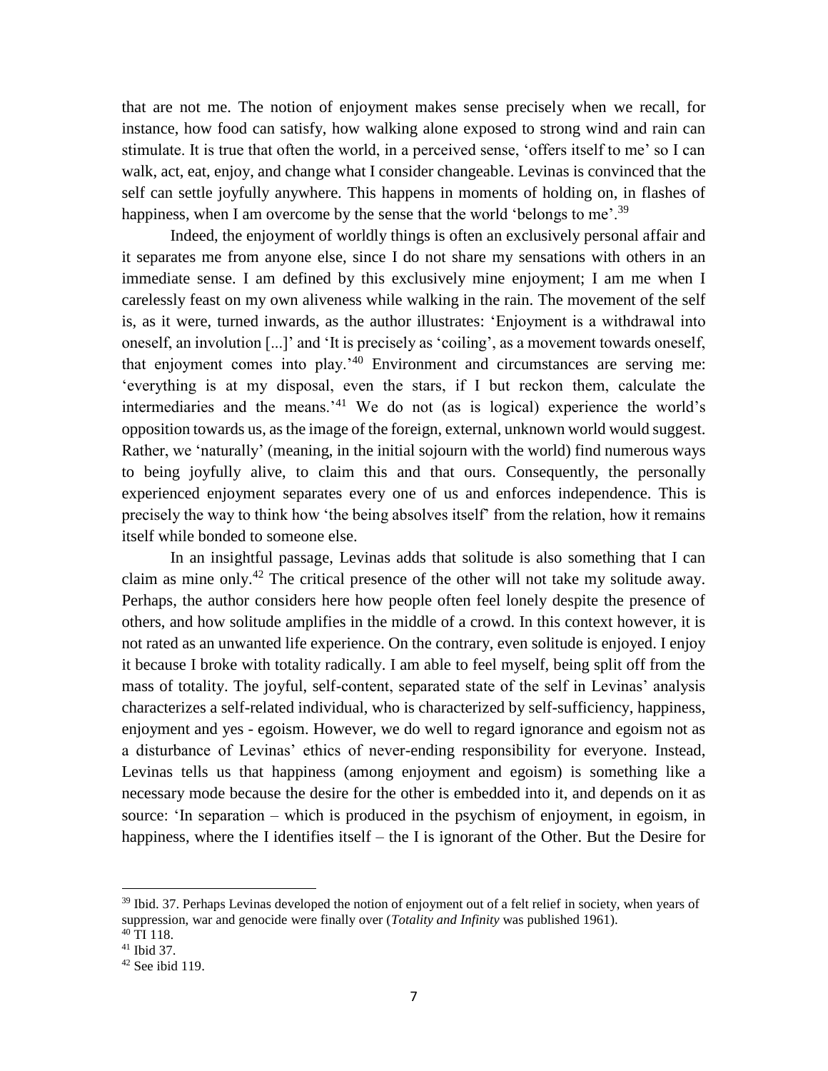that are not me. The notion of enjoyment makes sense precisely when we recall, for instance, how food can satisfy, how walking alone exposed to strong wind and rain can stimulate. It is true that often the world, in a perceived sense, 'offers itself to me' so I can walk, act, eat, enjoy, and change what I consider changeable. Levinas is convinced that the self can settle joyfully anywhere. This happens in moments of holding on, in flashes of happiness, when I am overcome by the sense that the world 'belongs to me'.[39]

Indeed, the enjoyment of worldly things is often an exclusively personal affair and it separates me from anyone else, since I do not share my sensations with others in an immediate sense. I am defined by this exclusively mine enjoyment; I am me when I carelessly feast on my own aliveness while walking in the rain. The movement of the self is, as it were, turned inwards, as the author illustrates: 'Enjoyment is a withdrawal into oneself, an involution [...]' and 'It is precisely as 'coiling', as a movement towards oneself, that enjoyment comes into play.'[40] Environment and circumstances are serving me: 'everything is at my disposal, even the stars, if I but reckon them, calculate the intermediaries and the means.'[41] We do not (as is logical) experience the world's opposition towards us, as the image of the foreign, external, unknown world would suggest. Rather, we 'naturally' (meaning, in the initial sojourn with the world) find numerous ways to being joyfully alive, to claim this and that ours. Consequently, the personally experienced enjoyment separates every one of us and enforces independence. This is precisely the way to think how 'the being absolves itself' from the relation, how it remains itself while bonded to someone else.

In an insightful passage, Levinas adds that solitude is also something that I can claim as mine only.[42] The critical presence of the other will not take my solitude away. Perhaps, the author considers here how people often feel lonely despite the presence of others, and how solitude amplifies in the middle of a crowd. In this context however, it is not rated as an unwanted life experience. On the contrary, even solitude is enjoyed. I enjoy it because I broke with totality radically. I am able to feel myself, being split off from the mass of totality. The joyful, self-content, separated state of the self in Levinas' analysis characterizes a self-related individual, who is characterized by self-sufficiency, happiness, enjoyment and yes - egoism. However, we do well to regard ignorance and egoism not as a disturbance of Levinas' ethics of never-ending responsibility for everyone. Instead, Levinas tells us that happiness (among enjoyment and egoism) is something like a necessary mode because the desire for the other is embedded into it, and depends on it as source: 'In separation – which is produced in the psychism of enjoyment, in egoism, in happiness, where the I identifies itself – the I is ignorant of the Other. But the Desire for

---

[39] Ibid. 37. Perhaps Levinas developed the notion of enjoyment out of a felt relief in society, when years of suppression, war and genocide were finally over (*Totality and Infinity* was published 1961).

[40] TI 118.

[41] Ibid 37.

[42] See ibid 119.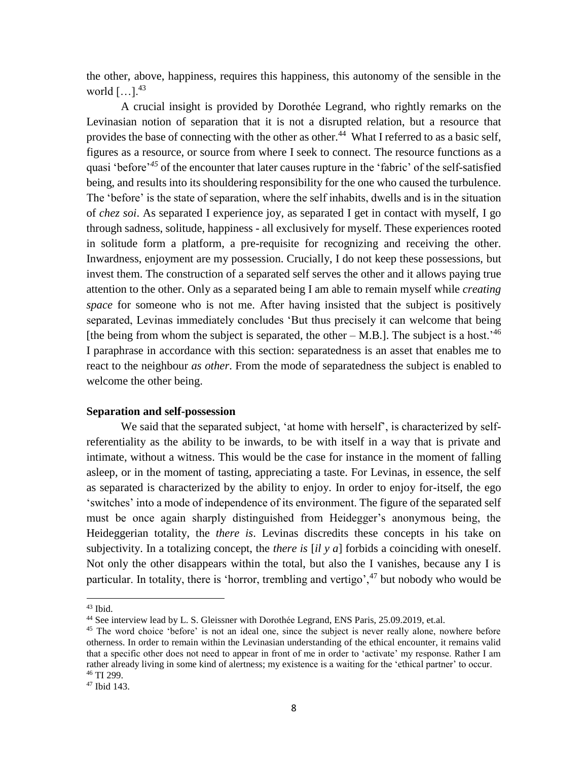the other, above, happiness, requires this happiness, this autonomy of the sensible in the world […].[43]

A crucial insight is provided by Dorothée Legrand, who rightly remarks on the Levinasian notion of separation that it is not a disrupted relation, but a resource that provides the base of connecting with the other as other.[44] What I referred to as a basic self, figures as a resource, or source from where I seek to connect. The resource functions as a quasi 'before'[45] of the encounter that later causes rupture in the 'fabric' of the self-satisfied being, and results into its shouldering responsibility for the one who caused the turbulence. The 'before' is the state of separation, where the self inhabits, dwells and is in the situation of *chez soi*. As separated I experience joy, as separated I get in contact with myself, I go through sadness, solitude, happiness - all exclusively for myself. These experiences rooted in solitude form a platform, a pre-requisite for recognizing and receiving the other. Inwardness, enjoyment are my possession. Crucially, I do not keep these possessions, but invest them. The construction of a separated self serves the other and it allows paying true attention to the other. Only as a separated being I am able to remain myself while *creating space* for someone who is not me. After having insisted that the subject is positively separated, Levinas immediately concludes 'But thus precisely it can welcome that being [the being from whom the subject is separated, the other – M.B.]. The subject is a host.'[46] I paraphrase in accordance with this section: separatedness is an asset that enables me to react to the neighbour *as other*. From the mode of separatedness the subject is enabled to welcome the other being.

**Separation and self-possession**

We said that the separated subject, 'at home with herself', is characterized by self-referentiality as the ability to be inwards, to be with itself in a way that is private and intimate, without a witness. This would be the case for instance in the moment of falling asleep, or in the moment of tasting, appreciating a taste. For Levinas, in essence, the self as separated is characterized by the ability to enjoy. In order to enjoy for-itself, the ego 'switches' into a mode of independence of its environment. The figure of the separated self must be once again sharply distinguished from Heidegger's anonymous being, the Heideggerian totality, the *there is*. Levinas discredits these concepts in his take on subjectivity. In a totalizing concept, the *there is* [*il y a*] forbids a coinciding with oneself. Not only the other disappears within the total, but also the I vanishes, because any I is particular. In totality, there is 'horror, trembling and vertigo',[47] but nobody who would be

---

[43] Ibid.

[44] See interview lead by L. S. Gleissner with Dorothée Legrand, ENS Paris, 25.09.2019, et.al.

[45] The word choice 'before' is not an ideal one, since the subject is never really alone, nowhere before otherness. In order to remain within the Levinasian understanding of the ethical encounter, it remains valid that a specific other does not need to appear in front of me in order to 'activate' my response. Rather I am rather already living in some kind of alertness; my existence is a waiting for the 'ethical partner' to occur.

[46] TI 299.

[47] Ibid 143.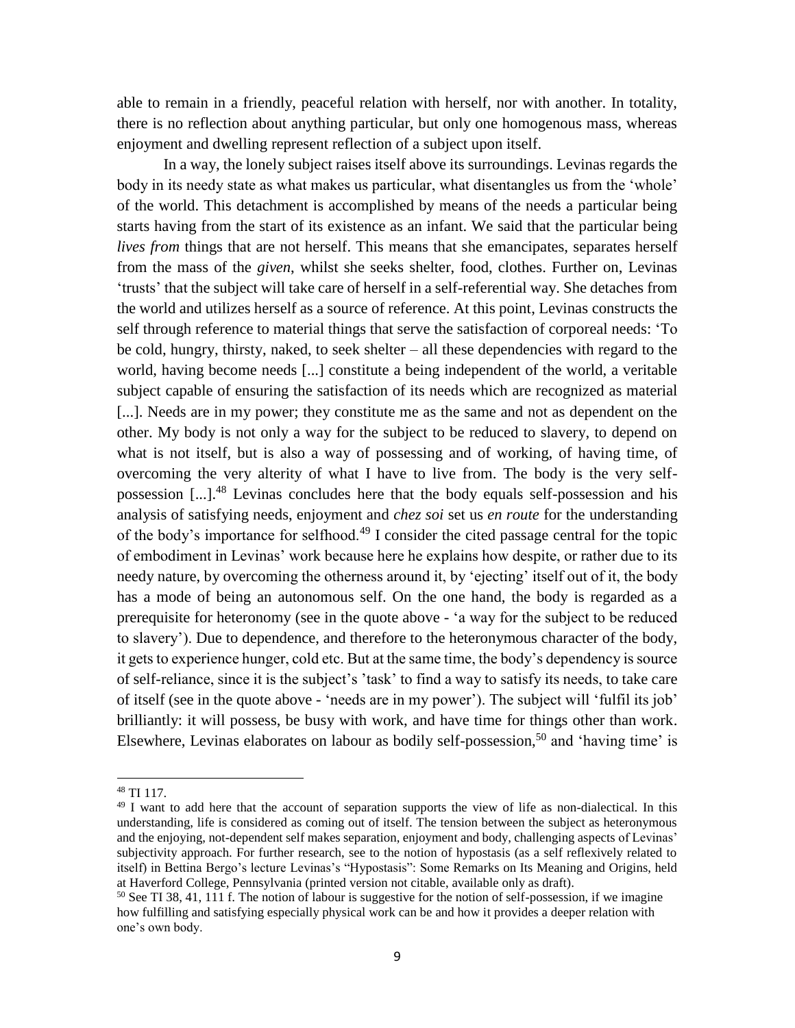able to remain in a friendly, peaceful relation with herself, nor with another. In totality, there is no reflection about anything particular, but only one homogenous mass, whereas enjoyment and dwelling represent reflection of a subject upon itself.

In a way, the lonely subject raises itself above its surroundings. Levinas regards the body in its needy state as what makes us particular, what disentangles us from the 'whole' of the world. This detachment is accomplished by means of the needs a particular being starts having from the start of its existence as an infant. We said that the particular being *lives from* things that are not herself. This means that she emancipates, separates herself from the mass of the *given*, whilst she seeks shelter, food, clothes. Further on, Levinas 'trusts' that the subject will take care of herself in a self-referential way. She detaches from the world and utilizes herself as a source of reference. At this point, Levinas constructs the self through reference to material things that serve the satisfaction of corporeal needs: 'To be cold, hungry, thirsty, naked, to seek shelter – all these dependencies with regard to the world, having become needs [...] constitute a being independent of the world, a veritable subject capable of ensuring the satisfaction of its needs which are recognized as material [...]. Needs are in my power; they constitute me as the same and not as dependent on the other. My body is not only a way for the subject to be reduced to slavery, to depend on what is not itself, but is also a way of possessing and of working, of having time, of overcoming the very alterity of what I have to live from. The body is the very self-possession [...].[48] Levinas concludes here that the body equals self-possession and his analysis of satisfying needs, enjoyment and *chez soi* set us *en route* for the understanding of the body's importance for selfhood.[49] I consider the cited passage central for the topic of embodiment in Levinas' work because here he explains how despite, or rather due to its needy nature, by overcoming the otherness around it, by 'ejecting' itself out of it, the body has a mode of being an autonomous self. On the one hand, the body is regarded as a prerequisite for heteronomy (see in the quote above - 'a way for the subject to be reduced to slavery'). Due to dependence, and therefore to the heteronymous character of the body, it gets to experience hunger, cold etc. But at the same time, the body's dependency is source of self-reliance, since it is the subject's 'task' to find a way to satisfy its needs, to take care of itself (see in the quote above - 'needs are in my power'). The subject will 'fulfil its job' brilliantly: it will possess, be busy with work, and have time for things other than work. Elsewhere, Levinas elaborates on labour as bodily self-possession,[50] and 'having time' is

---

[48] TI 117.

[49] I want to add here that the account of separation supports the view of life as non-dialectical. In this understanding, life is considered as coming out of itself. The tension between the subject as heteronymous and the enjoying, not-dependent self makes separation, enjoyment and body, challenging aspects of Levinas' subjectivity approach. For further research, see to the notion of hypostasis (as a self reflexively related to itself) in Bettina Bergo's lecture Levinas's "Hypostasis": Some Remarks on Its Meaning and Origins, held at Haverford College, Pennsylvania (printed version not citable, available only as draft).

[50] See TI 38, 41, 111 f. The notion of labour is suggestive for the notion of self-possession, if we imagine how fulfilling and satisfying especially physical work can be and how it provides a deeper relation with one's own body.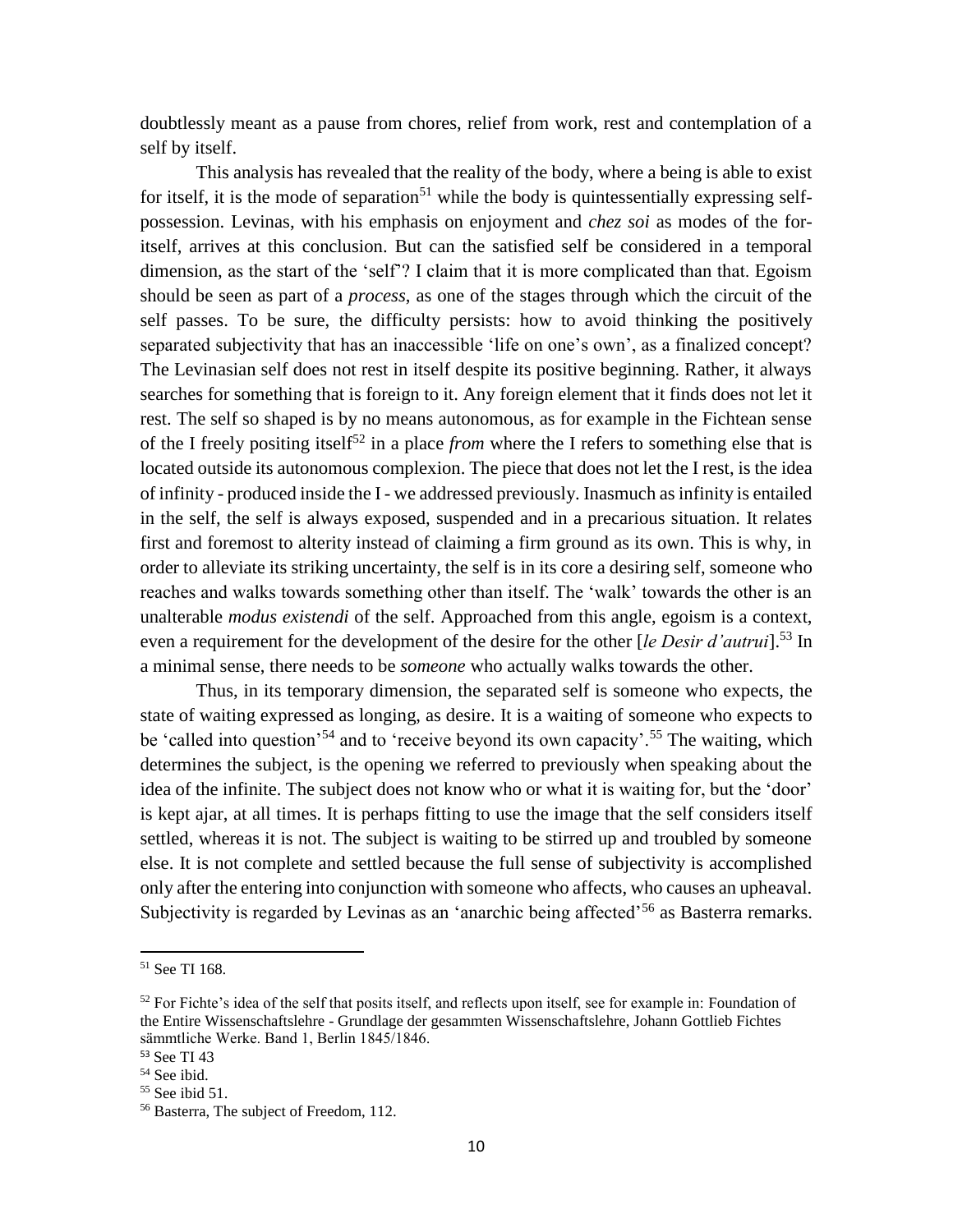doubtlessly meant as a pause from chores, relief from work, rest and contemplation of a self by itself.

This analysis has revealed that the reality of the body, where a being is able to exist for itself, it is the mode of separation[51] while the body is quintessentially expressing self-possession. Levinas, with his emphasis on enjoyment and *chez soi* as modes of the for-itself, arrives at this conclusion. But can the satisfied self be considered in a temporal dimension, as the start of the 'self'? I claim that it is more complicated than that. Egoism should be seen as part of a *process*, as one of the stages through which the circuit of the self passes. To be sure, the difficulty persists: how to avoid thinking the positively separated subjectivity that has an inaccessible 'life on one's own', as a finalized concept? The Levinasian self does not rest in itself despite its positive beginning. Rather, it always searches for something that is foreign to it. Any foreign element that it finds does not let it rest. The self so shaped is by no means autonomous, as for example in the Fichtean sense of the I freely positing itself[52] in a place *from* where the I refers to something else that is located outside its autonomous complexion. The piece that does not let the I rest, is the idea of infinity - produced inside the I - we addressed previously. Inasmuch as infinity is entailed in the self, the self is always exposed, suspended and in a precarious situation. It relates first and foremost to alterity instead of claiming a firm ground as its own. This is why, in order to alleviate its striking uncertainty, the self is in its core a desiring self, someone who reaches and walks towards something other than itself. The 'walk' towards the other is an unalterable *modus existendi* of the self. Approached from this angle, egoism is a context, even a requirement for the development of the desire for the other [*le Desir d'autrui*].[53] In a minimal sense, there needs to be *someone* who actually walks towards the other.

Thus, in its temporary dimension, the separated self is someone who expects, the state of waiting expressed as longing, as desire. It is a waiting of someone who expects to be 'called into question'[54] and to 'receive beyond its own capacity'.[55] The waiting, which determines the subject, is the opening we referred to previously when speaking about the idea of the infinite. The subject does not know who or what it is waiting for, but the 'door' is kept ajar, at all times. It is perhaps fitting to use the image that the self considers itself settled, whereas it is not. The subject is waiting to be stirred up and troubled by someone else. It is not complete and settled because the full sense of subjectivity is accomplished only after the entering into conjunction with someone who affects, who causes an upheaval. Subjectivity is regarded by Levinas as an 'anarchic being affected'[56] as Basterra remarks.

---

[51] See TI 168.

[52] For Fichte's idea of the self that posits itself, and reflects upon itself, see for example in: Foundation of the Entire Wissenschaftslehre - Grundlage der gesammten Wissenschaftslehre, Johann Gottlieb Fichtes sämmtliche Werke. Band 1, Berlin 1845/1846.

[53] See TI 43

[54] See ibid.

[55] See ibid 51.

[56] Basterra, The subject of Freedom, 112.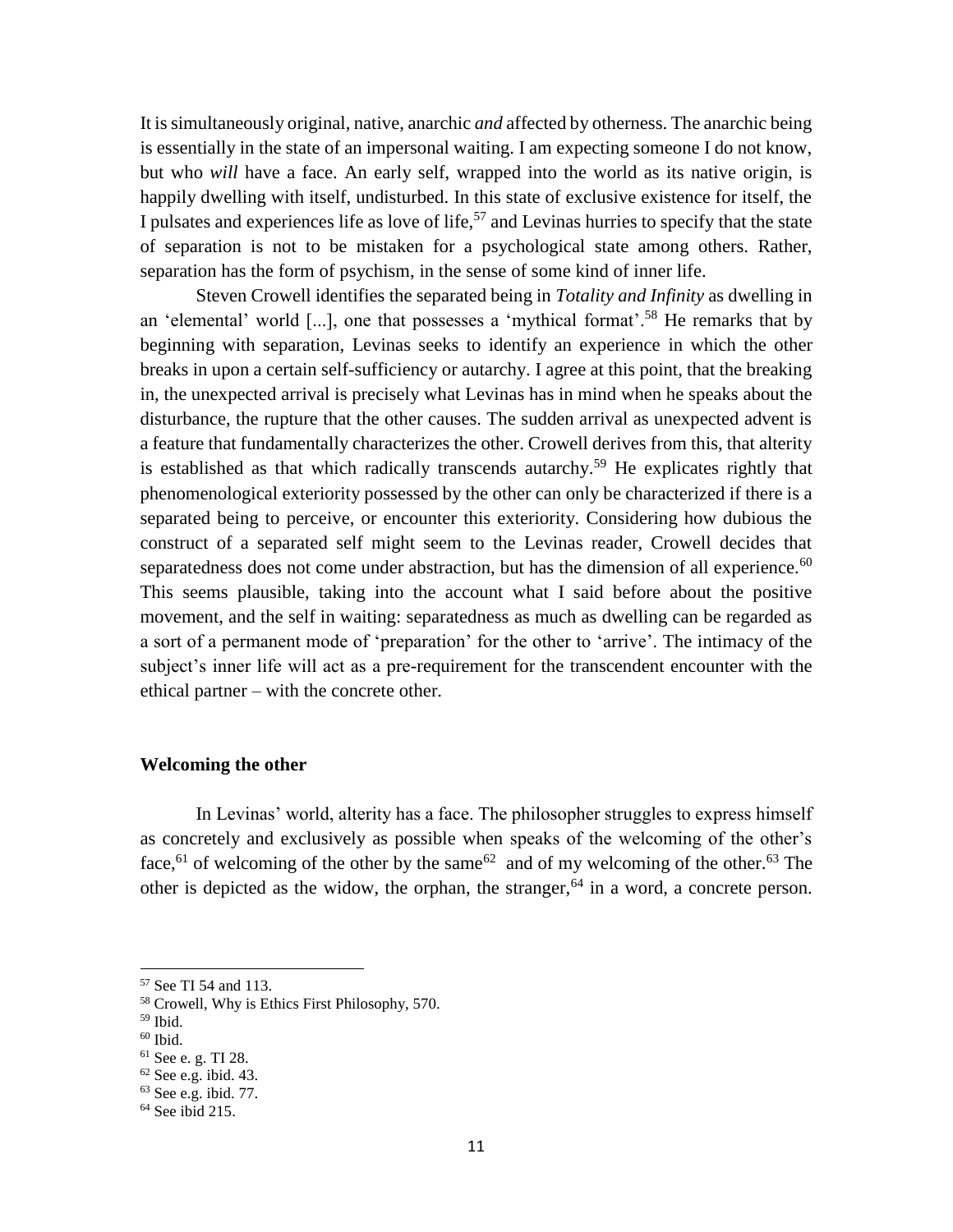It is simultaneously original, native, anarchic *and* affected by otherness. The anarchic being is essentially in the state of an impersonal waiting. I am expecting someone I do not know, but who *will* have a face. An early self, wrapped into the world as its native origin, is happily dwelling with itself, undisturbed. In this state of exclusive existence for itself, the I pulsates and experiences life as love of life,[57] and Levinas hurries to specify that the state of separation is not to be mistaken for a psychological state among others. Rather, separation has the form of psychism, in the sense of some kind of inner life.

Steven Crowell identifies the separated being in *Totality and Infinity* as dwelling in an 'elemental' world [...], one that possesses a 'mythical format'.[58] He remarks that by beginning with separation, Levinas seeks to identify an experience in which the other breaks in upon a certain self-sufficiency or autarchy. I agree at this point, that the breaking in, the unexpected arrival is precisely what Levinas has in mind when he speaks about the disturbance, the rupture that the other causes. The sudden arrival as unexpected advent is a feature that fundamentally characterizes the other. Crowell derives from this, that alterity is established as that which radically transcends autarchy.[59] He explicates rightly that phenomenological exteriority possessed by the other can only be characterized if there is a separated being to perceive, or encounter this exteriority. Considering how dubious the construct of a separated self might seem to the Levinas reader, Crowell decides that separatedness does not come under abstraction, but has the dimension of all experience.[60] This seems plausible, taking into the account what I said before about the positive movement, and the self in waiting: separatedness as much as dwelling can be regarded as a sort of a permanent mode of 'preparation' for the other to 'arrive'. The intimacy of the subject's inner life will act as a pre-requirement for the transcendent encounter with the ethical partner – with the concrete other.

### Welcoming the other

In Levinas' world, alterity has a face. The philosopher struggles to express himself as concretely and exclusively as possible when speaks of the welcoming of the other's face,[61] of welcoming of the other by the same[62] and of my welcoming of the other.[63] The other is depicted as the widow, the orphan, the stranger,[64] in a word, a concrete person.

---

[57] See TI 54 and 113.

[58] Crowell, Why is Ethics First Philosophy, 570.

[59] Ibid.

[60] Ibid.

[61] See e. g. TI 28.

[62] See e.g. ibid. 43.

[63] See e.g. ibid. 77.

[64] See ibid 215.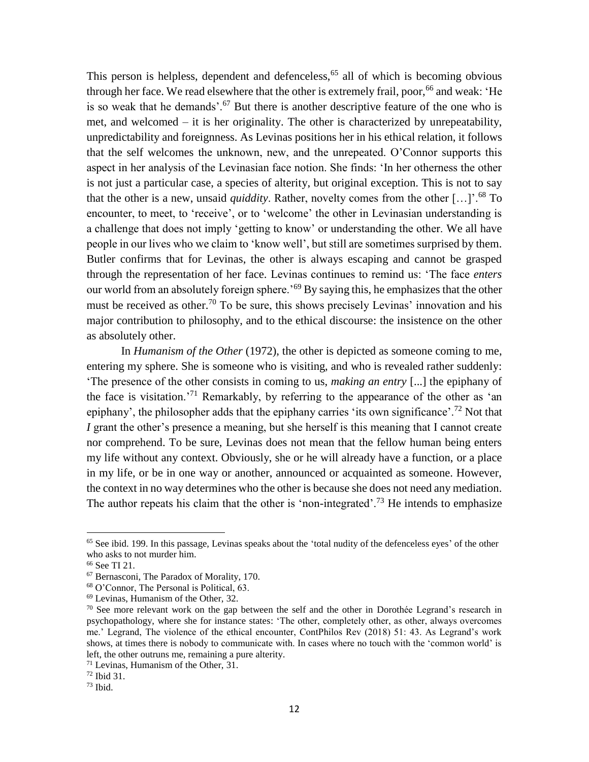This person is helpless, dependent and defenceless,[65] all of which is becoming obvious through her face. We read elsewhere that the other is extremely frail, poor,[66] and weak: 'He is so weak that he demands'.[67] But there is another descriptive feature of the one who is met, and welcomed – it is her originality. The other is characterized by unrepeatability, unpredictability and foreignness. As Levinas positions her in his ethical relation, it follows that the self welcomes the unknown, new, and the unrepeated. O'Connor supports this aspect in her analysis of the Levinasian face notion. She finds: 'In her otherness the other is not just a particular case, a species of alterity, but original exception. This is not to say that the other is a new, unsaid *quiddity*. Rather, novelty comes from the other […]'.[68] To encounter, to meet, to 'receive', or to 'welcome' the other in Levinasian understanding is a challenge that does not imply 'getting to know' or understanding the other. We all have people in our lives who we claim to 'know well', but still are sometimes surprised by them. Butler confirms that for Levinas, the other is always escaping and cannot be grasped through the representation of her face. Levinas continues to remind us: 'The face *enters* our world from an absolutely foreign sphere.'[69] By saying this, he emphasizes that the other must be received as other.[70] To be sure, this shows precisely Levinas' innovation and his major contribution to philosophy, and to the ethical discourse: the insistence on the other as absolutely other.

In *Humanism of the Other* (1972), the other is depicted as someone coming to me, entering my sphere. She is someone who is visiting, and who is revealed rather suddenly: 'The presence of the other consists in coming to us, *making an entry* [...] the epiphany of the face is visitation.'[71] Remarkably, by referring to the appearance of the other as 'an epiphany', the philosopher adds that the epiphany carries 'its own significance'.[72] Not that *I* grant the other's presence a meaning, but she herself is this meaning that I cannot create nor comprehend. To be sure, Levinas does not mean that the fellow human being enters my life without any context. Obviously, she or he will already have a function, or a place in my life, or be in one way or another, announced or acquainted as someone. However, the context in no way determines who the other is because she does not need any mediation. The author repeats his claim that the other is 'non-integrated'.[73] He intends to emphasize

---

[65] See ibid. 199. In this passage, Levinas speaks about the 'total nudity of the defenceless eyes' of the other who asks to not murder him.

[66] See TI 21.

[67] Bernasconi, The Paradox of Morality, 170.

[68] O'Connor, The Personal is Political, 63.

[69] Levinas, Humanism of the Other, 32.

[70] See more relevant work on the gap between the self and the other in Dorothée Legrand's research in psychopathology, where she for instance states: 'The other, completely other, as other, always overcomes me.' Legrand, The violence of the ethical encounter, ContPhilos Rev (2018) 51: 43. As Legrand's work shows, at times there is nobody to communicate with. In cases where no touch with the 'common world' is left, the other outruns me, remaining a pure alterity.

[71] Levinas, Humanism of the Other, 31.

[72] Ibid 31.

[73] Ibid.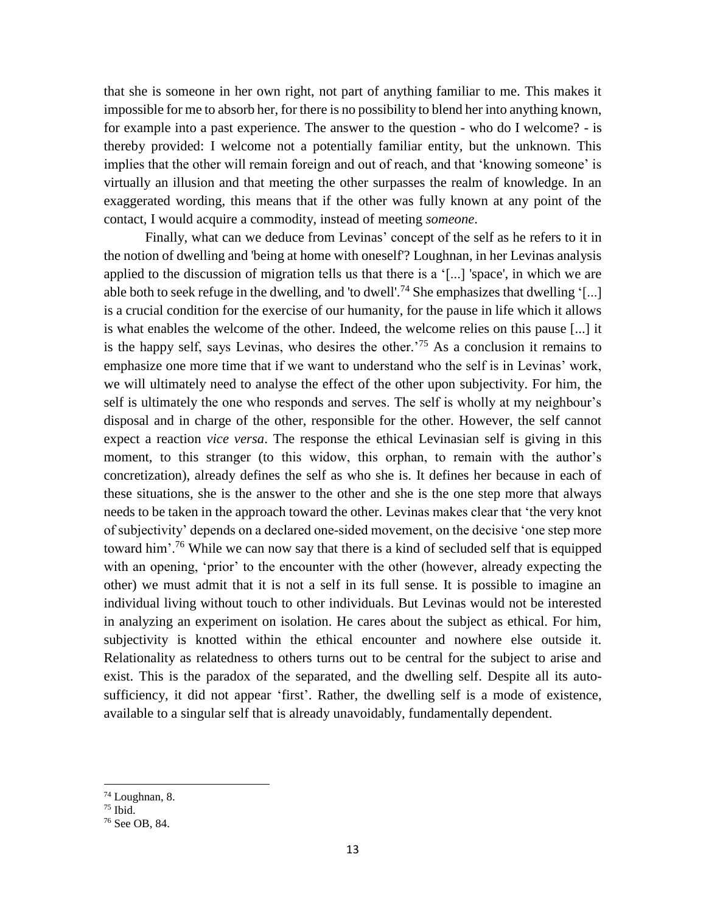that she is someone in her own right, not part of anything familiar to me. This makes it impossible for me to absorb her, for there is no possibility to blend her into anything known, for example into a past experience. The answer to the question - who do I welcome? - is thereby provided: I welcome not a potentially familiar entity, but the unknown. This implies that the other will remain foreign and out of reach, and that 'knowing someone' is virtually an illusion and that meeting the other surpasses the realm of knowledge. In an exaggerated wording, this means that if the other was fully known at any point of the contact, I would acquire a commodity, instead of meeting *someone*.

Finally, what can we deduce from Levinas' concept of the self as he refers to it in the notion of dwelling and 'being at home with oneself'? Loughnan, in her Levinas analysis applied to the discussion of migration tells us that there is a '[...] 'space', in which we are able both to seek refuge in the dwelling, and 'to dwell'.[74] She emphasizes that dwelling '[...] is a crucial condition for the exercise of our humanity, for the pause in life which it allows is what enables the welcome of the other. Indeed, the welcome relies on this pause [...] it is the happy self, says Levinas, who desires the other.'[75] As a conclusion it remains to emphasize one more time that if we want to understand who the self is in Levinas' work, we will ultimately need to analyse the effect of the other upon subjectivity. For him, the self is ultimately the one who responds and serves. The self is wholly at my neighbour's disposal and in charge of the other, responsible for the other. However, the self cannot expect a reaction *vice versa*. The response the ethical Levinasian self is giving in this moment, to this stranger (to this widow, this orphan, to remain with the author's concretization), already defines the self as who she is. It defines her because in each of these situations, she is the answer to the other and she is the one step more that always needs to be taken in the approach toward the other. Levinas makes clear that 'the very knot of subjectivity' depends on a declared one-sided movement, on the decisive 'one step more toward him'.[76] While we can now say that there is a kind of secluded self that is equipped with an opening, 'prior' to the encounter with the other (however, already expecting the other) we must admit that it is not a self in its full sense. It is possible to imagine an individual living without touch to other individuals. But Levinas would not be interested in analyzing an experiment on isolation. He cares about the subject as ethical. For him, subjectivity is knotted within the ethical encounter and nowhere else outside it. Relationality as relatedness to others turns out to be central for the subject to arise and exist. This is the paradox of the separated, and the dwelling self. Despite all its auto-sufficiency, it did not appear 'first'. Rather, the dwelling self is a mode of existence, available to a singular self that is already unavoidably, fundamentally dependent.

---

[74] Loughnan, 8.

[75] Ibid.

[76] See OB, 84.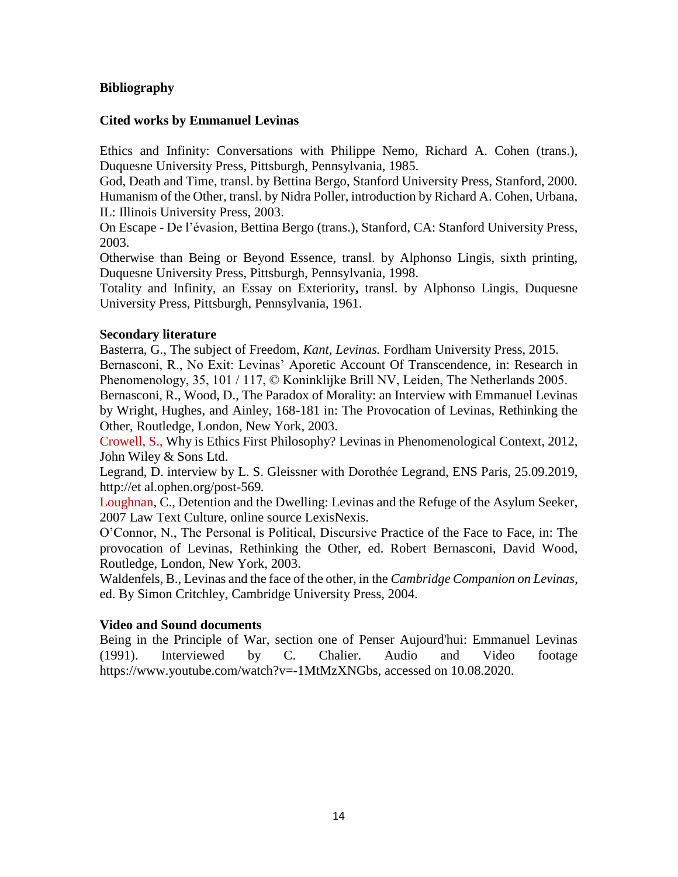## Bibliography

### Cited works by Emmanuel Levinas

Ethics and Infinity: Conversations with Philippe Nemo, Richard A. Cohen (trans.), Duquesne University Press, Pittsburgh, Pennsylvania, 1985.
God, Death and Time, transl. by Bettina Bergo, Stanford University Press, Stanford, 2000.
Humanism of the Other, transl. by Nidra Poller, introduction by Richard A. Cohen, Urbana, IL: Illinois University Press, 2003.
On Escape - De l'évasion, Bettina Bergo (trans.), Stanford, CA: Stanford University Press, 2003.
Otherwise than Being or Beyond Essence, transl. by Alphonso Lingis, sixth printing, Duquesne University Press, Pittsburgh, Pennsylvania, 1998.
Totality and Infinity, an Essay on Exteriority**,** transl. by Alphonso Lingis, Duquesne University Press, Pittsburgh, Pennsylvania, 1961.

### Secondary literature

Basterra, G., The subject of Freedom, *Kant, Levinas.* Fordham University Press, 2015.
Bernasconi, R., No Exit: Levinas' Aporetic Account Of Transcendence, in: Research in Phenomenology, 35, 101 / 117, © Koninklijke Brill NV, Leiden, The Netherlands 2005.
Bernasconi, R., Wood, D., The Paradox of Morality: an Interview with Emmanuel Levinas by Wright, Hughes, and Ainley, 168-181 in: The Provocation of Levinas, Rethinking the Other, Routledge, London, New York, 2003.
Crowell, S., Why is Ethics First Philosophy? Levinas in Phenomenological Context, 2012, John Wiley & Sons Ltd.
Legrand, D. interview by L. S. Gleissner with Dorothée Legrand, ENS Paris, 25.09.2019, http://et al.ophen.org/post-569.
Loughnan, C., Detention and the Dwelling: Levinas and the Refuge of the Asylum Seeker, 2007 Law Text Culture, online source LexisNexis.
O'Connor, N., The Personal is Political, Discursive Practice of the Face to Face, in: The provocation of Levinas, Rethinking the Other, ed. Robert Bernasconi, David Wood, Routledge, London, New York, 2003.
Waldenfels, B., Levinas and the face of the other, in the *Cambridge Companion on Levinas*, ed. By Simon Critchley, Cambridge University Press, 2004.

### Video and Sound documents

Being in the Principle of War, section one of Penser Aujourd'hui: Emmanuel Levinas (1991). Interviewed by C. Chalier. Audio and Video footage https://www.youtube.com/watch?v=-1MtMzXNGbs, accessed on 10.08.2020.